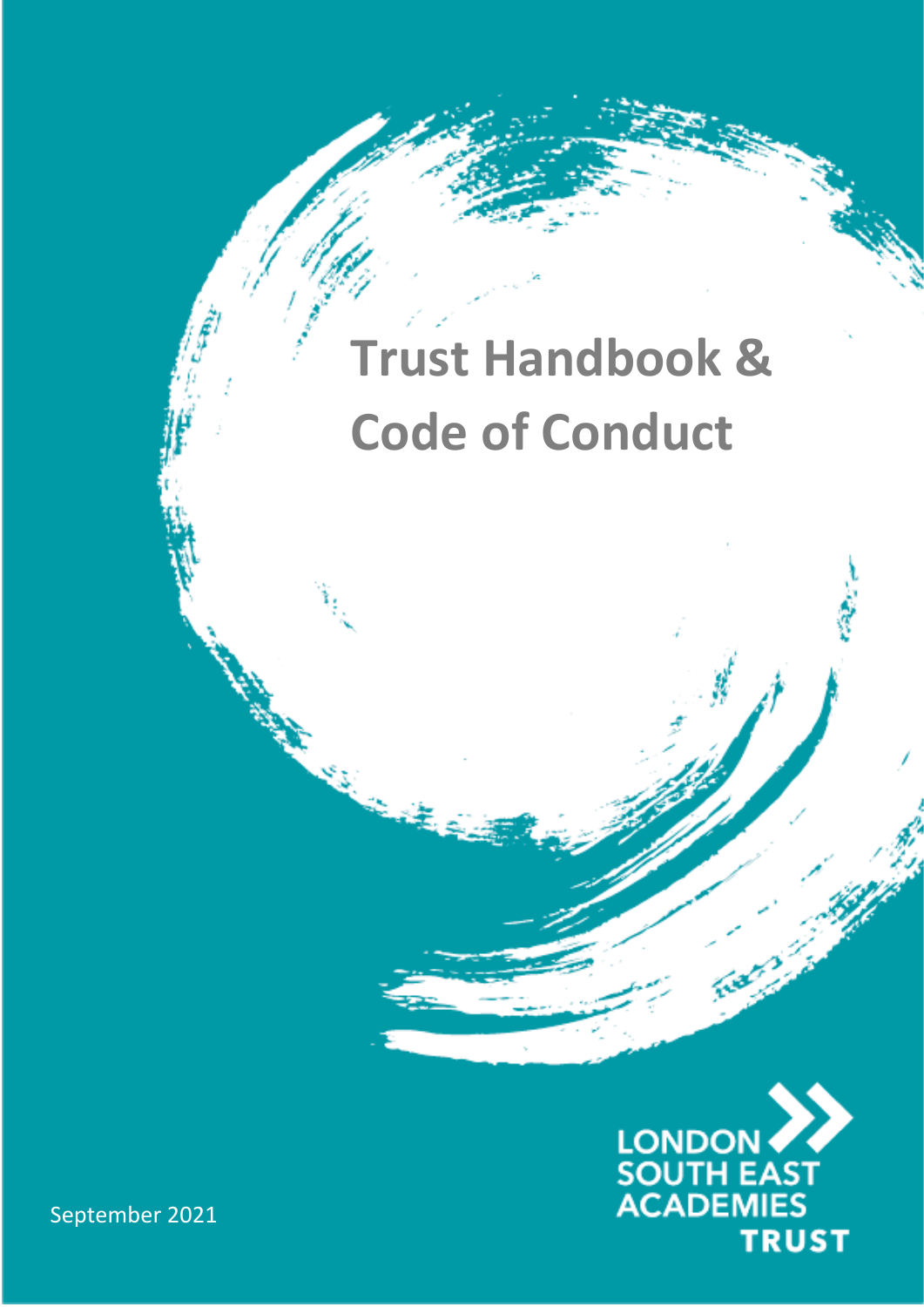# Trust Handbook & Code of Conduct

LONDON SOUTH EAST ACADEMIES TRUST

September 2021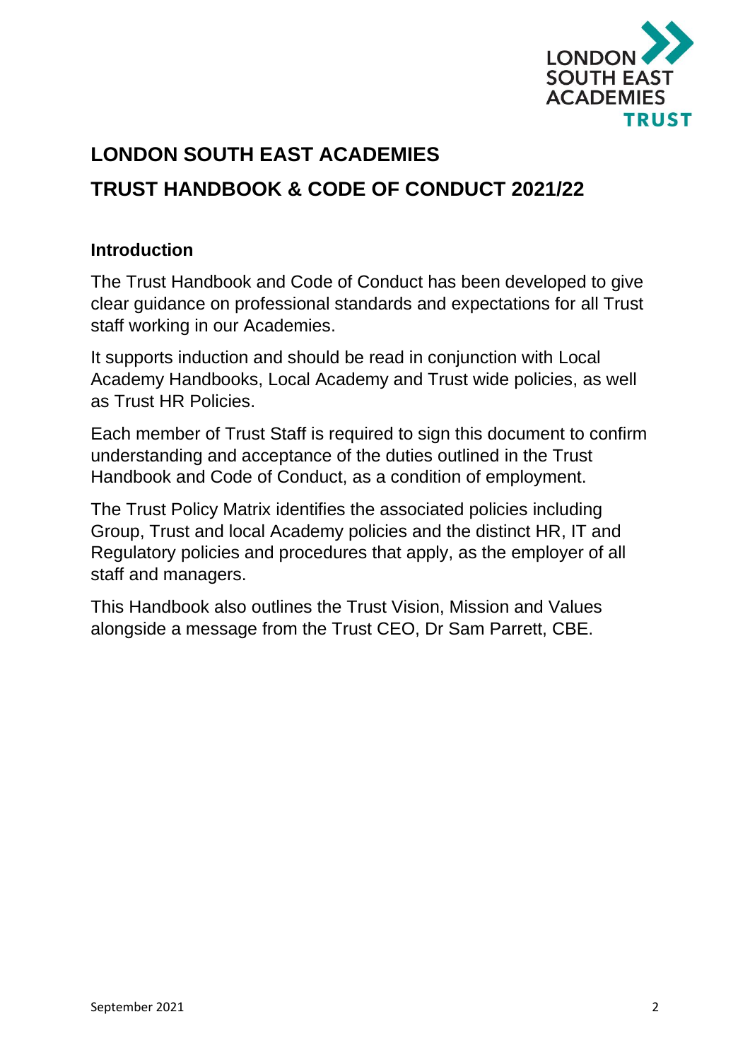# LONDON SOUTH EAST ACADEMIES

# TRUST HANDBOOK & CODE OF CONDUCT 2021/22

## Introduction

The Trust Handbook and Code of Conduct has been developed to give clear guidance on professional standards and expectations for all Trust staff working in our Academies.

It supports induction and should be read in conjunction with Local Academy Handbooks, Local Academy and Trust wide policies, as well as Trust HR Policies.

Each member of Trust Staff is required to sign this document to confirm understanding and acceptance of the duties outlined in the Trust Handbook and Code of Conduct, as a condition of employment.

The Trust Policy Matrix identifies the associated policies including Group, Trust and local Academy policies and the distinct HR, IT and Regulatory policies and procedures that apply, as the employer of all staff and managers.

This Handbook also outlines the Trust Vision, Mission and Values alongside a message from the Trust CEO, Dr Sam Parrett, CBE.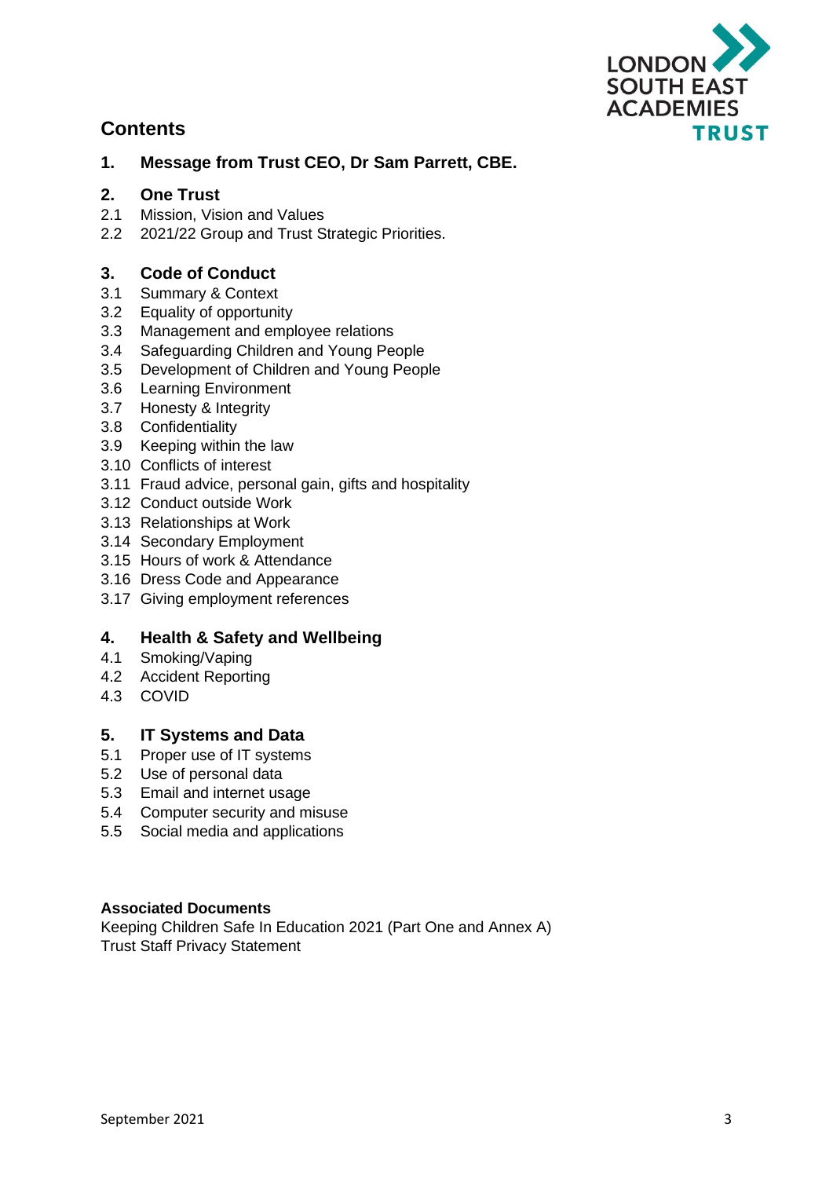## Contents

### 1. Message from Trust CEO, Dr Sam Parrett, CBE.

### 2. One Trust

2.1 Mission, Vision and Values
2.2 2021/22 Group and Trust Strategic Priorities.

### 3. Code of Conduct

3.1 Summary & Context
3.2 Equality of opportunity
3.3 Management and employee relations
3.4 Safeguarding Children and Young People
3.5 Development of Children and Young People
3.6 Learning Environment
3.7 Honesty & Integrity
3.8 Confidentiality
3.9 Keeping within the law
3.10 Conflicts of interest
3.11 Fraud advice, personal gain, gifts and hospitality
3.12 Conduct outside Work
3.13 Relationships at Work
3.14 Secondary Employment
3.15 Hours of work & Attendance
3.16 Dress Code and Appearance
3.17 Giving employment references

### 4. Health & Safety and Wellbeing

4.1 Smoking/Vaping
4.2 Accident Reporting
4.3 COVID

### 5. IT Systems and Data

5.1 Proper use of IT systems
5.2 Use of personal data
5.3 Email and internet usage
5.4 Computer security and misuse
5.5 Social media and applications

**Associated Documents**
Keeping Children Safe In Education 2021 (Part One and Annex A)
Trust Staff Privacy Statement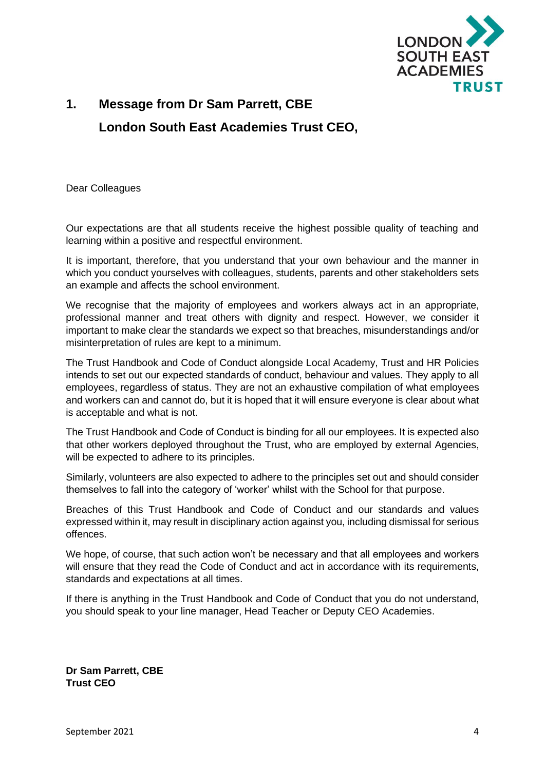# 1. Message from Dr Sam Parrett, CBE

## London South East Academies Trust CEO,

Dear Colleagues

Our expectations are that all students receive the highest possible quality of teaching and learning within a positive and respectful environment.

It is important, therefore, that you understand that your own behaviour and the manner in which you conduct yourselves with colleagues, students, parents and other stakeholders sets an example and affects the school environment.

We recognise that the majority of employees and workers always act in an appropriate, professional manner and treat others with dignity and respect. However, we consider it important to make clear the standards we expect so that breaches, misunderstandings and/or misinterpretation of rules are kept to a minimum.

The Trust Handbook and Code of Conduct alongside Local Academy, Trust and HR Policies intends to set out our expected standards of conduct, behaviour and values. They apply to all employees, regardless of status. They are not an exhaustive compilation of what employees and workers can and cannot do, but it is hoped that it will ensure everyone is clear about what is acceptable and what is not.

The Trust Handbook and Code of Conduct is binding for all our employees. It is expected also that other workers deployed throughout the Trust, who are employed by external Agencies, will be expected to adhere to its principles.

Similarly, volunteers are also expected to adhere to the principles set out and should consider themselves to fall into the category of 'worker' whilst with the School for that purpose.

Breaches of this Trust Handbook and Code of Conduct and our standards and values expressed within it, may result in disciplinary action against you, including dismissal for serious offences.

We hope, of course, that such action won't be necessary and that all employees and workers will ensure that they read the Code of Conduct and act in accordance with its requirements, standards and expectations at all times.

If there is anything in the Trust Handbook and Code of Conduct that you do not understand, you should speak to your line manager, Head Teacher or Deputy CEO Academies.

**Dr Sam Parrett, CBE**
**Trust CEO**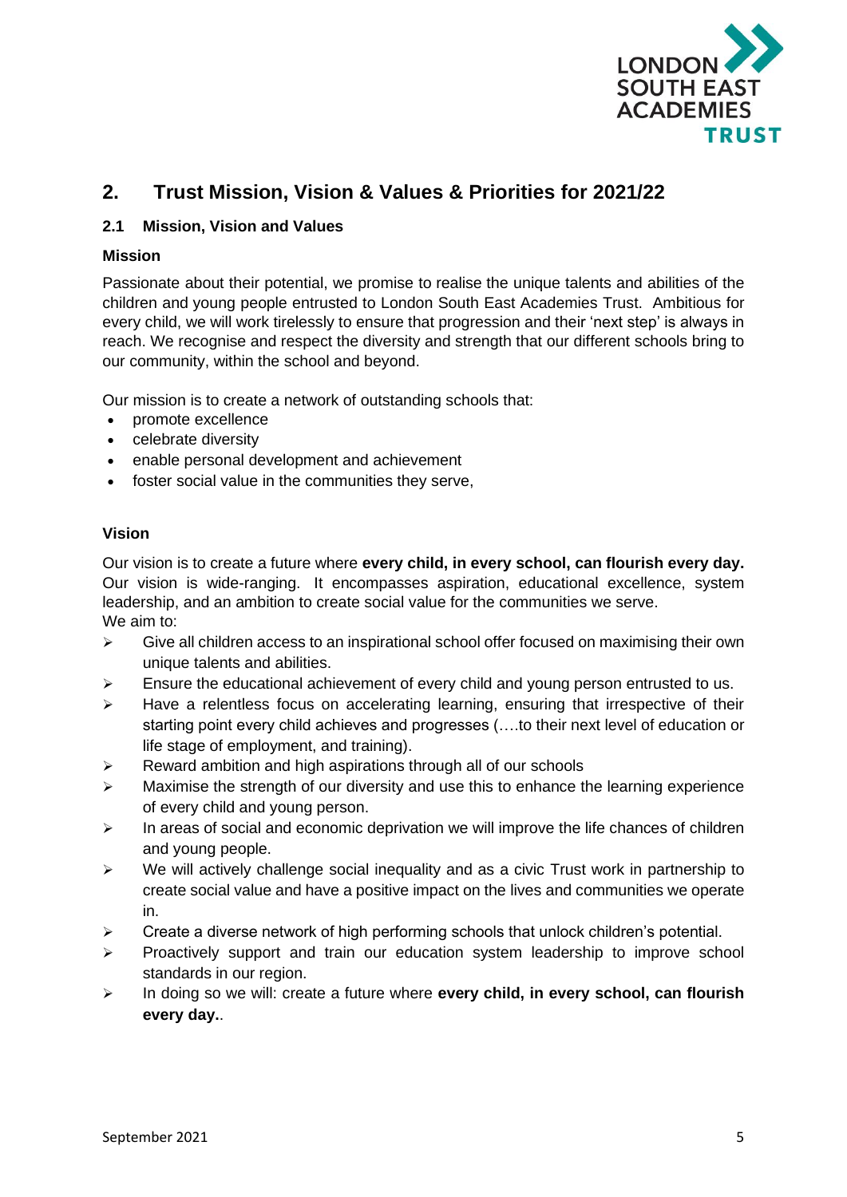## 2. Trust Mission, Vision & Values & Priorities for 2021/22

### 2.1 Mission, Vision and Values

**Mission**

Passionate about their potential, we promise to realise the unique talents and abilities of the children and young people entrusted to London South East Academies Trust. Ambitious for every child, we will work tirelessly to ensure that progression and their 'next step' is always in reach. We recognise and respect the diversity and strength that our different schools bring to our community, within the school and beyond.

Our mission is to create a network of outstanding schools that:

- promote excellence
- celebrate diversity
- enable personal development and achievement
- foster social value in the communities they serve,

**Vision**

Our vision is to create a future where **every child, in every school, can flourish every day.** Our vision is wide-ranging. It encompasses aspiration, educational excellence, system leadership, and an ambition to create social value for the communities we serve.
We aim to:

- Give all children access to an inspirational school offer focused on maximising their own unique talents and abilities.
- Ensure the educational achievement of every child and young person entrusted to us.
- Have a relentless focus on accelerating learning, ensuring that irrespective of their starting point every child achieves and progresses (….to their next level of education or life stage of employment, and training).
- Reward ambition and high aspirations through all of our schools
- Maximise the strength of our diversity and use this to enhance the learning experience of every child and young person.
- In areas of social and economic deprivation we will improve the life chances of children and young people.
- We will actively challenge social inequality and as a civic Trust work in partnership to create social value and have a positive impact on the lives and communities we operate in.
- Create a diverse network of high performing schools that unlock children's potential.
- Proactively support and train our education system leadership to improve school standards in our region.
- In doing so we will: create a future where **every child, in every school, can flourish every day.**.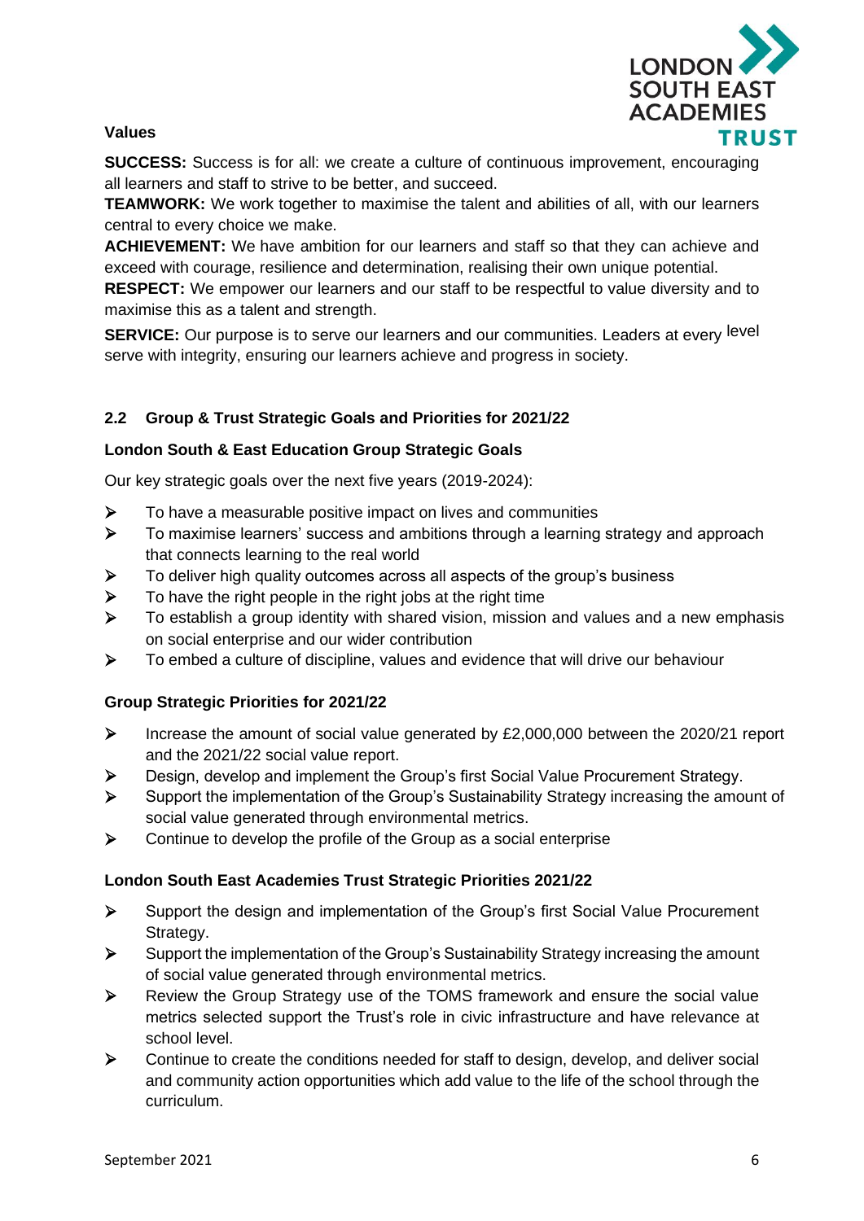**Values**

**SUCCESS:** Success is for all: we create a culture of continuous improvement, encouraging all learners and staff to strive to be better, and succeed.

**TEAMWORK:** We work together to maximise the talent and abilities of all, with our learners central to every choice we make.

**ACHIEVEMENT:** We have ambition for our learners and staff so that they can achieve and exceed with courage, resilience and determination, realising their own unique potential.

**RESPECT:** We empower our learners and our staff to be respectful to value diversity and to maximise this as a talent and strength.

**SERVICE:** Our purpose is to serve our learners and our communities. Leaders at every level serve with integrity, ensuring our learners achieve and progress in society.

### 2.2 Group & Trust Strategic Goals and Priorities for 2021/22

**London South & East Education Group Strategic Goals**

Our key strategic goals over the next five years (2019-2024):

- To have a measurable positive impact on lives and communities
- To maximise learners' success and ambitions through a learning strategy and approach that connects learning to the real world
- To deliver high quality outcomes across all aspects of the group's business
- To have the right people in the right jobs at the right time
- To establish a group identity with shared vision, mission and values and a new emphasis on social enterprise and our wider contribution
- To embed a culture of discipline, values and evidence that will drive our behaviour

**Group Strategic Priorities for 2021/22**

- Increase the amount of social value generated by £2,000,000 between the 2020/21 report and the 2021/22 social value report.
- Design, develop and implement the Group's first Social Value Procurement Strategy.
- Support the implementation of the Group's Sustainability Strategy increasing the amount of social value generated through environmental metrics.
- Continue to develop the profile of the Group as a social enterprise

**London South East Academies Trust Strategic Priorities 2021/22**

- Support the design and implementation of the Group's first Social Value Procurement Strategy.
- Support the implementation of the Group's Sustainability Strategy increasing the amount of social value generated through environmental metrics.
- Review the Group Strategy use of the TOMS framework and ensure the social value metrics selected support the Trust's role in civic infrastructure and have relevance at school level.
- Continue to create the conditions needed for staff to design, develop, and deliver social and community action opportunities which add value to the life of the school through the curriculum.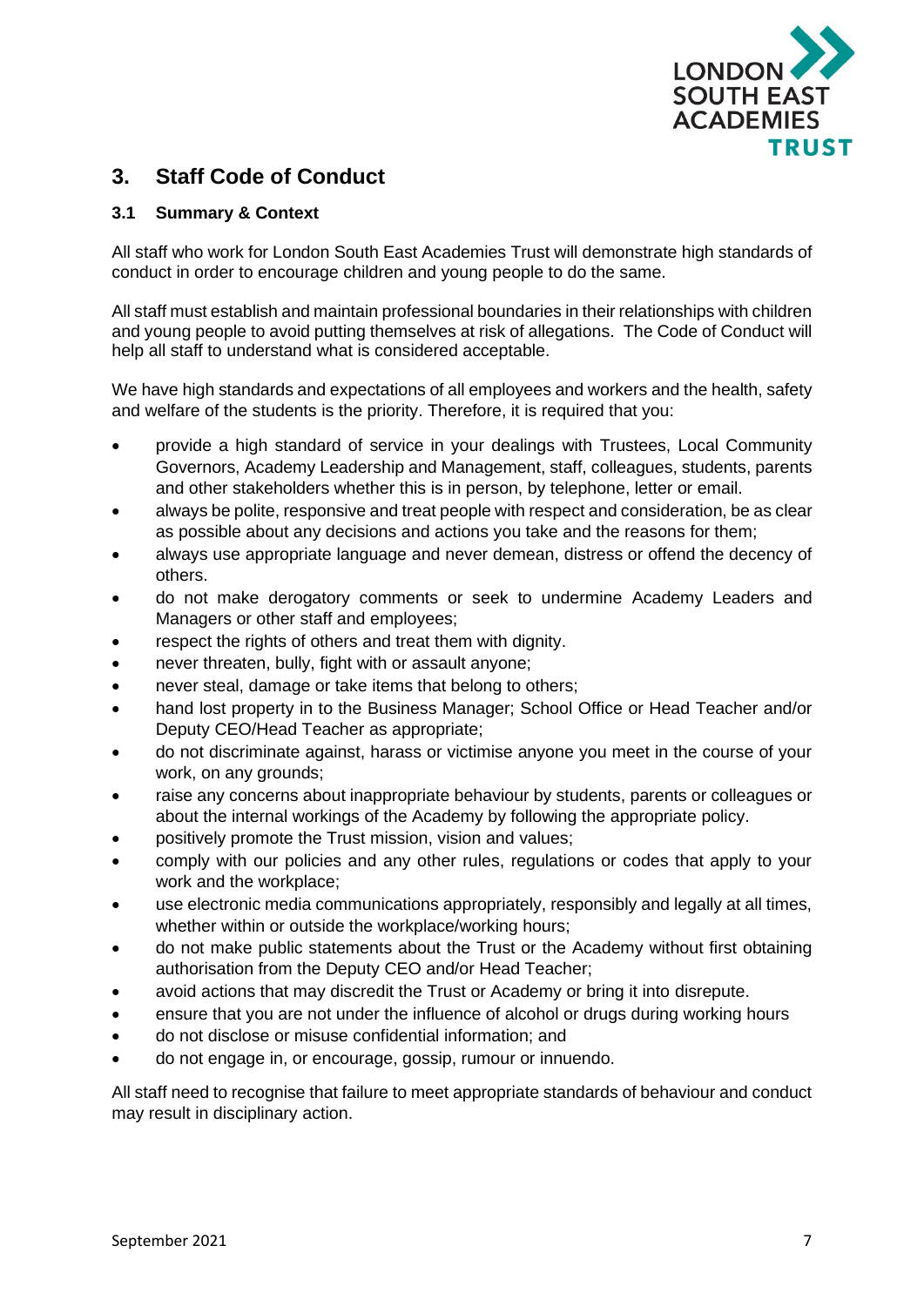## 3. Staff Code of Conduct

### 3.1 Summary & Context

All staff who work for London South East Academies Trust will demonstrate high standards of conduct in order to encourage children and young people to do the same.

All staff must establish and maintain professional boundaries in their relationships with children and young people to avoid putting themselves at risk of allegations. The Code of Conduct will help all staff to understand what is considered acceptable.

We have high standards and expectations of all employees and workers and the health, safety and welfare of the students is the priority. Therefore, it is required that you:

- provide a high standard of service in your dealings with Trustees, Local Community Governors, Academy Leadership and Management, staff, colleagues, students, parents and other stakeholders whether this is in person, by telephone, letter or email.
- always be polite, responsive and treat people with respect and consideration, be as clear as possible about any decisions and actions you take and the reasons for them;
- always use appropriate language and never demean, distress or offend the decency of others.
- do not make derogatory comments or seek to undermine Academy Leaders and Managers or other staff and employees;
- respect the rights of others and treat them with dignity.
- never threaten, bully, fight with or assault anyone;
- never steal, damage or take items that belong to others;
- hand lost property in to the Business Manager; School Office or Head Teacher and/or Deputy CEO/Head Teacher as appropriate;
- do not discriminate against, harass or victimise anyone you meet in the course of your work, on any grounds;
- raise any concerns about inappropriate behaviour by students, parents or colleagues or about the internal workings of the Academy by following the appropriate policy.
- positively promote the Trust mission, vision and values;
- comply with our policies and any other rules, regulations or codes that apply to your work and the workplace;
- use electronic media communications appropriately, responsibly and legally at all times, whether within or outside the workplace/working hours;
- do not make public statements about the Trust or the Academy without first obtaining authorisation from the Deputy CEO and/or Head Teacher;
- avoid actions that may discredit the Trust or Academy or bring it into disrepute.
- ensure that you are not under the influence of alcohol or drugs during working hours
- do not disclose or misuse confidential information; and
- do not engage in, or encourage, gossip, rumour or innuendo.

All staff need to recognise that failure to meet appropriate standards of behaviour and conduct may result in disciplinary action.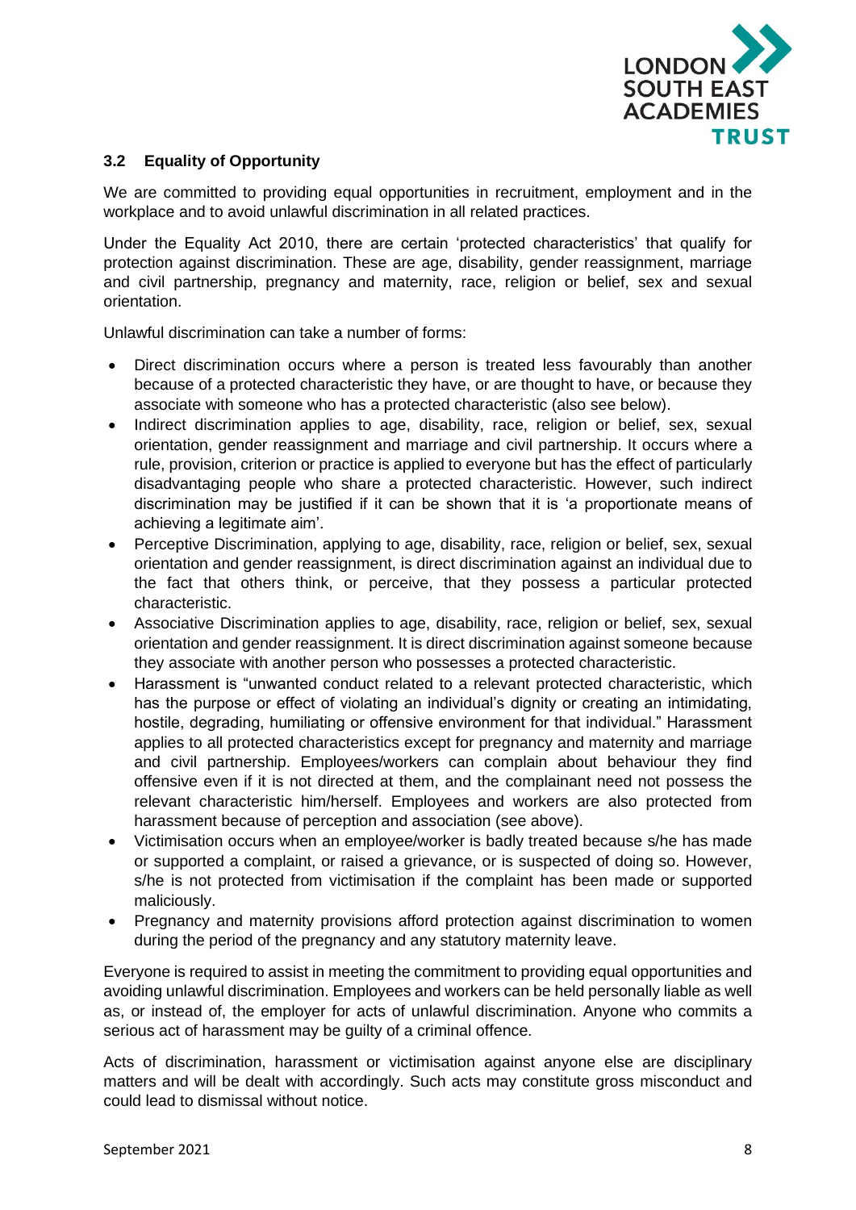### 3.2 Equality of Opportunity

We are committed to providing equal opportunities in recruitment, employment and in the workplace and to avoid unlawful discrimination in all related practices.

Under the Equality Act 2010, there are certain 'protected characteristics' that qualify for protection against discrimination. These are age, disability, gender reassignment, marriage and civil partnership, pregnancy and maternity, race, religion or belief, sex and sexual orientation.

Unlawful discrimination can take a number of forms:

- Direct discrimination occurs where a person is treated less favourably than another because of a protected characteristic they have, or are thought to have, or because they associate with someone who has a protected characteristic (also see below).
- Indirect discrimination applies to age, disability, race, religion or belief, sex, sexual orientation, gender reassignment and marriage and civil partnership. It occurs where a rule, provision, criterion or practice is applied to everyone but has the effect of particularly disadvantaging people who share a protected characteristic. However, such indirect discrimination may be justified if it can be shown that it is 'a proportionate means of achieving a legitimate aim'.
- Perceptive Discrimination, applying to age, disability, race, religion or belief, sex, sexual orientation and gender reassignment, is direct discrimination against an individual due to the fact that others think, or perceive, that they possess a particular protected characteristic.
- Associative Discrimination applies to age, disability, race, religion or belief, sex, sexual orientation and gender reassignment. It is direct discrimination against someone because they associate with another person who possesses a protected characteristic.
- Harassment is "unwanted conduct related to a relevant protected characteristic, which has the purpose or effect of violating an individual's dignity or creating an intimidating, hostile, degrading, humiliating or offensive environment for that individual." Harassment applies to all protected characteristics except for pregnancy and maternity and marriage and civil partnership. Employees/workers can complain about behaviour they find offensive even if it is not directed at them, and the complainant need not possess the relevant characteristic him/herself. Employees and workers are also protected from harassment because of perception and association (see above).
- Victimisation occurs when an employee/worker is badly treated because s/he has made or supported a complaint, or raised a grievance, or is suspected of doing so. However, s/he is not protected from victimisation if the complaint has been made or supported maliciously.
- Pregnancy and maternity provisions afford protection against discrimination to women during the period of the pregnancy and any statutory maternity leave.

Everyone is required to assist in meeting the commitment to providing equal opportunities and avoiding unlawful discrimination. Employees and workers can be held personally liable as well as, or instead of, the employer for acts of unlawful discrimination. Anyone who commits a serious act of harassment may be guilty of a criminal offence.

Acts of discrimination, harassment or victimisation against anyone else are disciplinary matters and will be dealt with accordingly. Such acts may constitute gross misconduct and could lead to dismissal without notice.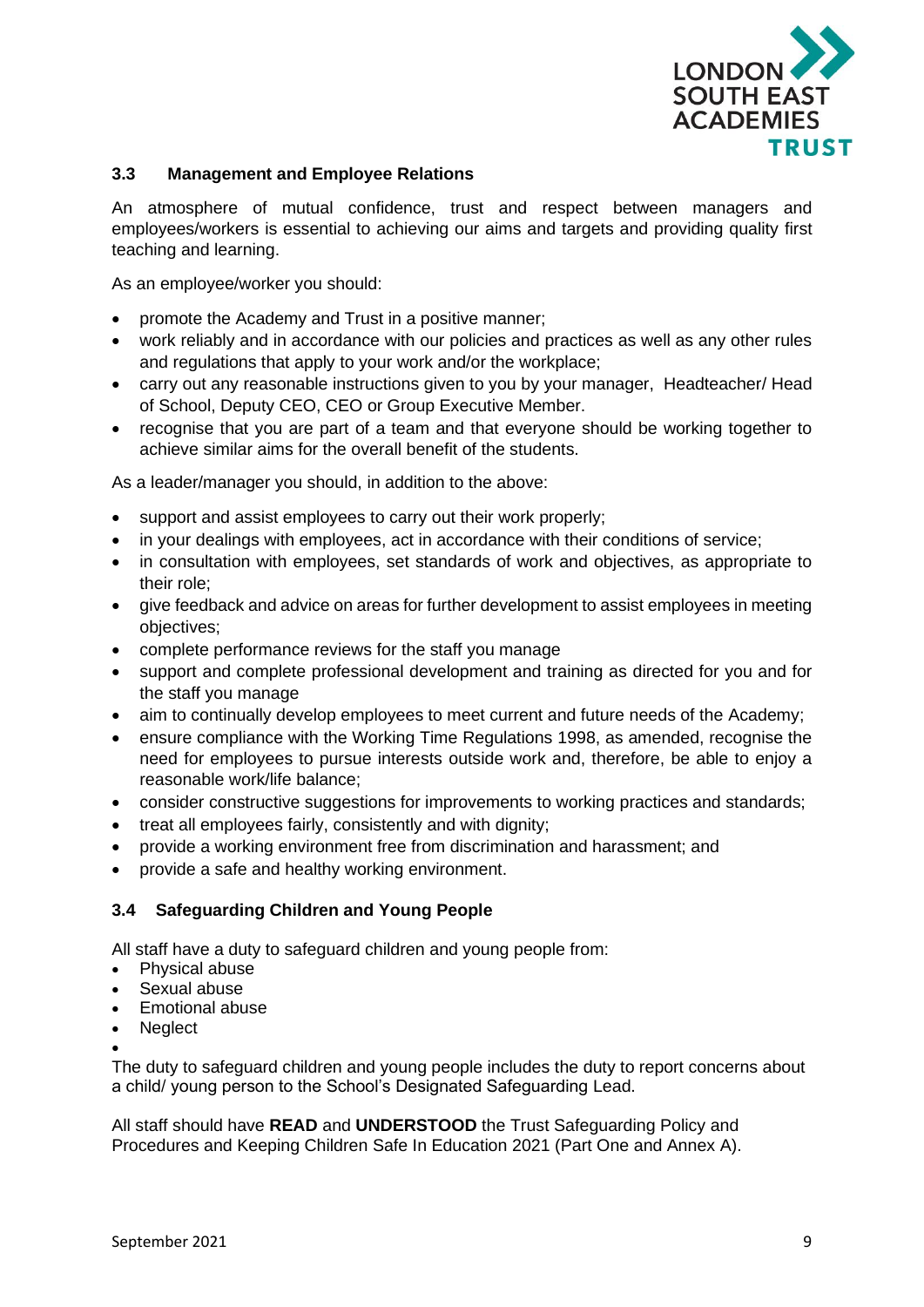### 3.3 Management and Employee Relations

An atmosphere of mutual confidence, trust and respect between managers and employees/workers is essential to achieving our aims and targets and providing quality first teaching and learning.

As an employee/worker you should:

- promote the Academy and Trust in a positive manner;
- work reliably and in accordance with our policies and practices as well as any other rules and regulations that apply to your work and/or the workplace;
- carry out any reasonable instructions given to you by your manager, Headteacher/ Head of School, Deputy CEO, CEO or Group Executive Member.
- recognise that you are part of a team and that everyone should be working together to achieve similar aims for the overall benefit of the students.

As a leader/manager you should, in addition to the above:

- support and assist employees to carry out their work properly;
- in your dealings with employees, act in accordance with their conditions of service;
- in consultation with employees, set standards of work and objectives, as appropriate to their role;
- give feedback and advice on areas for further development to assist employees in meeting objectives;
- complete performance reviews for the staff you manage
- support and complete professional development and training as directed for you and for the staff you manage
- aim to continually develop employees to meet current and future needs of the Academy;
- ensure compliance with the Working Time Regulations 1998, as amended, recognise the need for employees to pursue interests outside work and, therefore, be able to enjoy a reasonable work/life balance;
- consider constructive suggestions for improvements to working practices and standards;
- treat all employees fairly, consistently and with dignity;
- provide a working environment free from discrimination and harassment; and
- provide a safe and healthy working environment.

### 3.4 Safeguarding Children and Young People

All staff have a duty to safeguard children and young people from:

- Physical abuse
- Sexual abuse
- Emotional abuse
- Neglect

The duty to safeguard children and young people includes the duty to report concerns about a child/ young person to the School's Designated Safeguarding Lead.

All staff should have **READ** and **UNDERSTOOD** the Trust Safeguarding Policy and Procedures and Keeping Children Safe In Education 2021 (Part One and Annex A).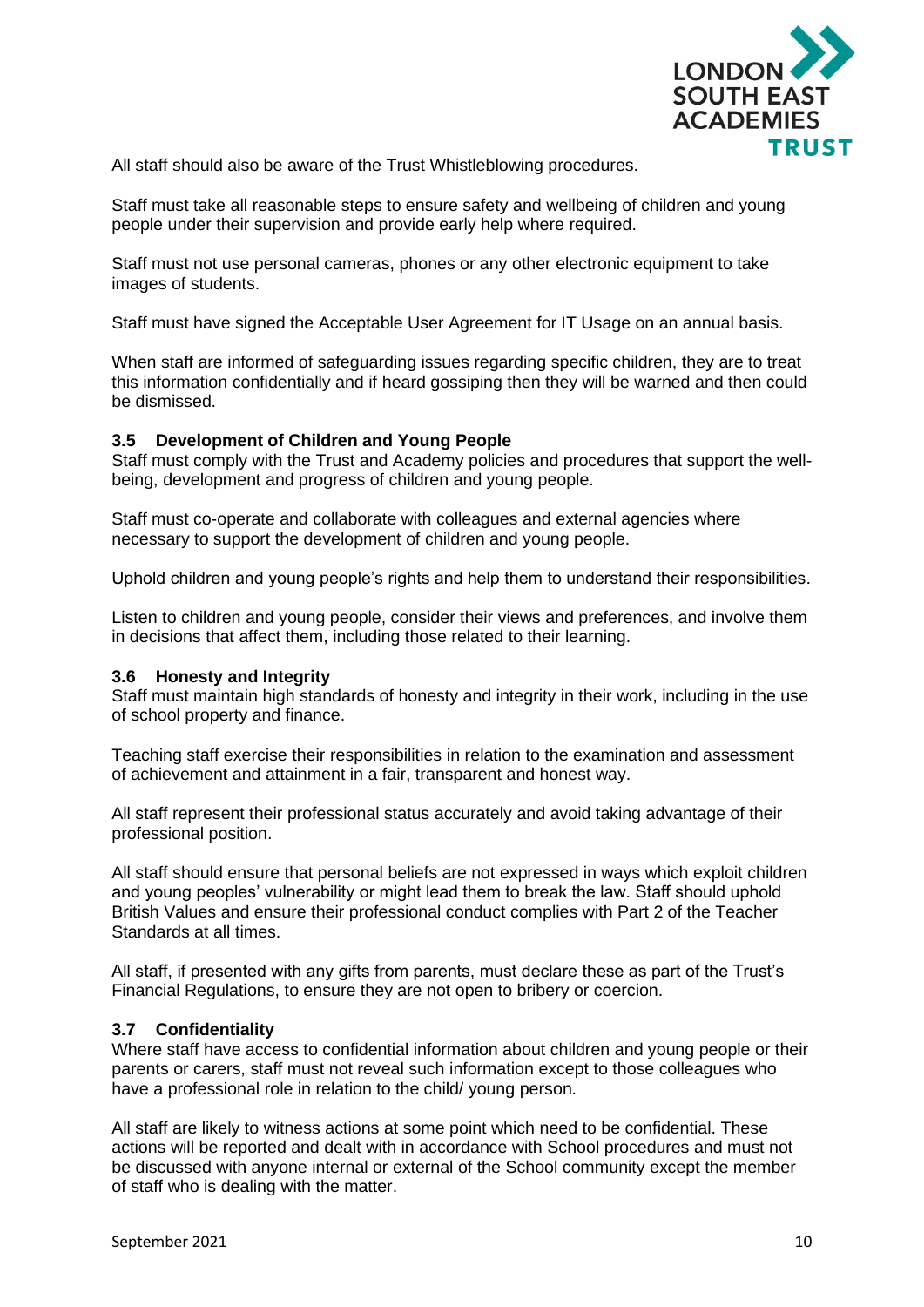All staff should also be aware of the Trust Whistleblowing procedures.

Staff must take all reasonable steps to ensure safety and wellbeing of children and young people under their supervision and provide early help where required.

Staff must not use personal cameras, phones or any other electronic equipment to take images of students.

Staff must have signed the Acceptable User Agreement for IT Usage on an annual basis.

When staff are informed of safeguarding issues regarding specific children, they are to treat this information confidentially and if heard gossiping then they will be warned and then could be dismissed.

### 3.5 Development of Children and Young People

Staff must comply with the Trust and Academy policies and procedures that support the well-being, development and progress of children and young people.

Staff must co-operate and collaborate with colleagues and external agencies where necessary to support the development of children and young people.

Uphold children and young people's rights and help them to understand their responsibilities.

Listen to children and young people, consider their views and preferences, and involve them in decisions that affect them, including those related to their learning.

### 3.6 Honesty and Integrity

Staff must maintain high standards of honesty and integrity in their work, including in the use of school property and finance.

Teaching staff exercise their responsibilities in relation to the examination and assessment of achievement and attainment in a fair, transparent and honest way.

All staff represent their professional status accurately and avoid taking advantage of their professional position.

All staff should ensure that personal beliefs are not expressed in ways which exploit children and young peoples' vulnerability or might lead them to break the law. Staff should uphold British Values and ensure their professional conduct complies with Part 2 of the Teacher Standards at all times.

All staff, if presented with any gifts from parents, must declare these as part of the Trust's Financial Regulations, to ensure they are not open to bribery or coercion.

### 3.7 Confidentiality

Where staff have access to confidential information about children and young people or their parents or carers, staff must not reveal such information except to those colleagues who have a professional role in relation to the child/ young person.

All staff are likely to witness actions at some point which need to be confidential. These actions will be reported and dealt with in accordance with School procedures and must not be discussed with anyone internal or external of the School community except the member of staff who is dealing with the matter.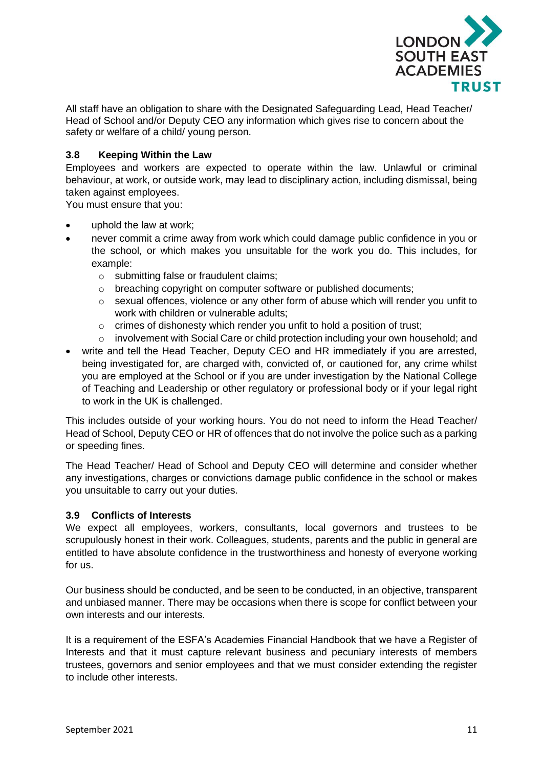All staff have an obligation to share with the Designated Safeguarding Lead, Head Teacher/ Head of School and/or Deputy CEO any information which gives rise to concern about the safety or welfare of a child/ young person.

### 3.8 Keeping Within the Law

Employees and workers are expected to operate within the law. Unlawful or criminal behaviour, at work, or outside work, may lead to disciplinary action, including dismissal, being taken against employees.

You must ensure that you:

- uphold the law at work;
- never commit a crime away from work which could damage public confidence in you or the school, or which makes you unsuitable for the work you do. This includes, for example:
    - submitting false or fraudulent claims;
    - breaching copyright on computer software or published documents;
    - sexual offences, violence or any other form of abuse which will render you unfit to work with children or vulnerable adults;
    - crimes of dishonesty which render you unfit to hold a position of trust;
    - involvement with Social Care or child protection including your own household; and
- write and tell the Head Teacher, Deputy CEO and HR immediately if you are arrested, being investigated for, are charged with, convicted of, or cautioned for, any crime whilst you are employed at the School or if you are under investigation by the National College of Teaching and Leadership or other regulatory or professional body or if your legal right to work in the UK is challenged.

This includes outside of your working hours. You do not need to inform the Head Teacher/ Head of School, Deputy CEO or HR of offences that do not involve the police such as a parking or speeding fines.

The Head Teacher/ Head of School and Deputy CEO will determine and consider whether any investigations, charges or convictions damage public confidence in the school or makes you unsuitable to carry out your duties.

### 3.9 Conflicts of Interests

We expect all employees, workers, consultants, local governors and trustees to be scrupulously honest in their work. Colleagues, students, parents and the public in general are entitled to have absolute confidence in the trustworthiness and honesty of everyone working for us.

Our business should be conducted, and be seen to be conducted, in an objective, transparent and unbiased manner. There may be occasions when there is scope for conflict between your own interests and our interests.

It is a requirement of the ESFA's Academies Financial Handbook that we have a Register of Interests and that it must capture relevant business and pecuniary interests of members trustees, governors and senior employees and that we must consider extending the register to include other interests.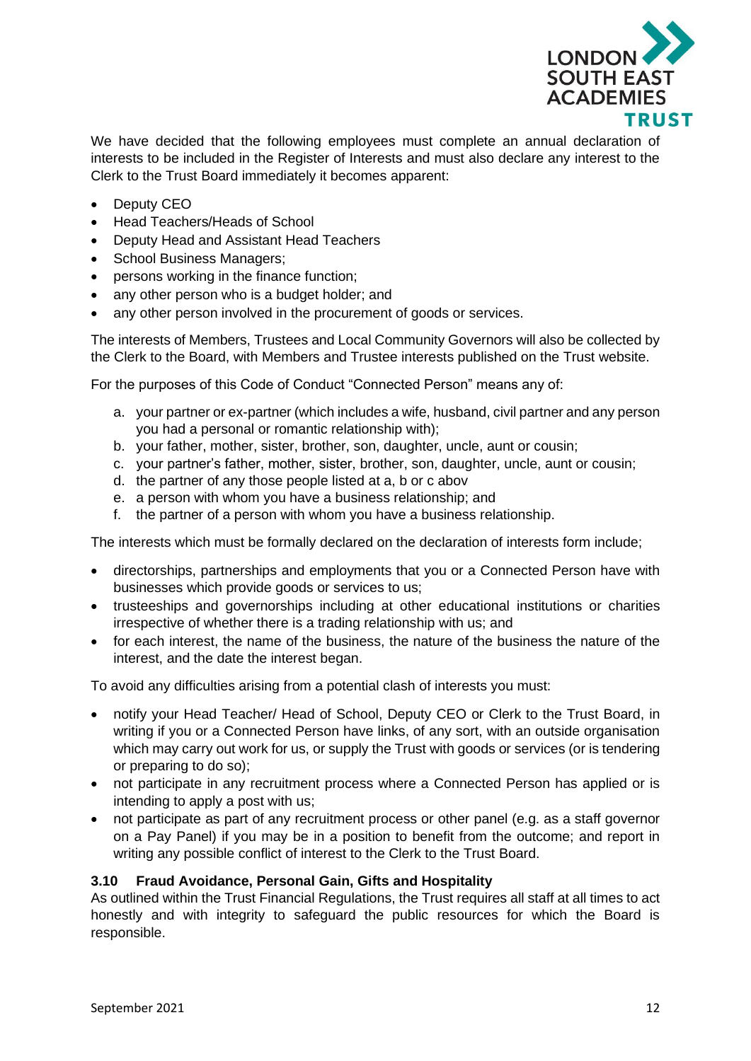We have decided that the following employees must complete an annual declaration of interests to be included in the Register of Interests and must also declare any interest to the Clerk to the Trust Board immediately it becomes apparent:

- Deputy CEO
- Head Teachers/Heads of School
- Deputy Head and Assistant Head Teachers
- School Business Managers;
- persons working in the finance function;
- any other person who is a budget holder; and
- any other person involved in the procurement of goods or services.

The interests of Members, Trustees and Local Community Governors will also be collected by the Clerk to the Board, with Members and Trustee interests published on the Trust website.

For the purposes of this Code of Conduct "Connected Person" means any of:

a. your partner or ex-partner (which includes a wife, husband, civil partner and any person you had a personal or romantic relationship with);
b. your father, mother, sister, brother, son, daughter, uncle, aunt or cousin;
c. your partner's father, mother, sister, brother, son, daughter, uncle, aunt or cousin;
d. the partner of any those people listed at a, b or c abov
e. a person with whom you have a business relationship; and
f. the partner of a person with whom you have a business relationship.

The interests which must be formally declared on the declaration of interests form include;

- directorships, partnerships and employments that you or a Connected Person have with businesses which provide goods or services to us;
- trusteeships and governorships including at other educational institutions or charities irrespective of whether there is a trading relationship with us; and
- for each interest, the name of the business, the nature of the business the nature of the interest, and the date the interest began.

To avoid any difficulties arising from a potential clash of interests you must:

- notify your Head Teacher/ Head of School, Deputy CEO or Clerk to the Trust Board, in writing if you or a Connected Person have links, of any sort, with an outside organisation which may carry out work for us, or supply the Trust with goods or services (or is tendering or preparing to do so);
- not participate in any recruitment process where a Connected Person has applied or is intending to apply a post with us;
- not participate as part of any recruitment process or other panel (e.g. as a staff governor on a Pay Panel) if you may be in a position to benefit from the outcome; and report in writing any possible conflict of interest to the Clerk to the Trust Board.

### 3.10 Fraud Avoidance, Personal Gain, Gifts and Hospitality

As outlined within the Trust Financial Regulations, the Trust requires all staff at all times to act honestly and with integrity to safeguard the public resources for which the Board is responsible.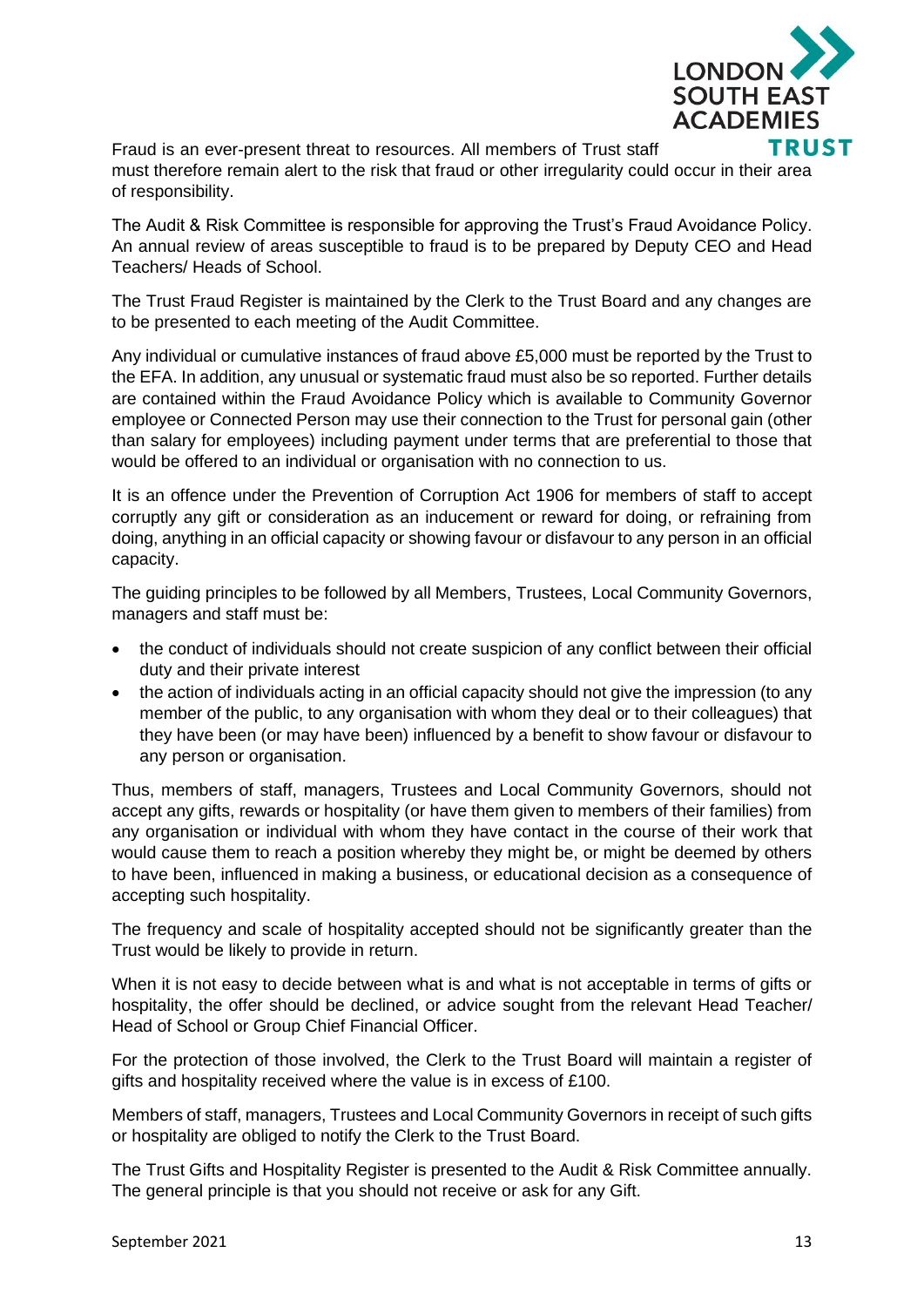Fraud is an ever-present threat to resources. All members of Trust staff must therefore remain alert to the risk that fraud or other irregularity could occur in their area of responsibility.

The Audit & Risk Committee is responsible for approving the Trust's Fraud Avoidance Policy. An annual review of areas susceptible to fraud is to be prepared by Deputy CEO and Head Teachers/ Heads of School.

The Trust Fraud Register is maintained by the Clerk to the Trust Board and any changes are to be presented to each meeting of the Audit Committee.

Any individual or cumulative instances of fraud above £5,000 must be reported by the Trust to the EFA. In addition, any unusual or systematic fraud must also be so reported. Further details are contained within the Fraud Avoidance Policy which is available to Community Governor employee or Connected Person may use their connection to the Trust for personal gain (other than salary for employees) including payment under terms that are preferential to those that would be offered to an individual or organisation with no connection to us.

It is an offence under the Prevention of Corruption Act 1906 for members of staff to accept corruptly any gift or consideration as an inducement or reward for doing, or refraining from doing, anything in an official capacity or showing favour or disfavour to any person in an official capacity.

The guiding principles to be followed by all Members, Trustees, Local Community Governors, managers and staff must be:

- the conduct of individuals should not create suspicion of any conflict between their official duty and their private interest
- the action of individuals acting in an official capacity should not give the impression (to any member of the public, to any organisation with whom they deal or to their colleagues) that they have been (or may have been) influenced by a benefit to show favour or disfavour to any person or organisation.

Thus, members of staff, managers, Trustees and Local Community Governors, should not accept any gifts, rewards or hospitality (or have them given to members of their families) from any organisation or individual with whom they have contact in the course of their work that would cause them to reach a position whereby they might be, or might be deemed by others to have been, influenced in making a business, or educational decision as a consequence of accepting such hospitality.

The frequency and scale of hospitality accepted should not be significantly greater than the Trust would be likely to provide in return.

When it is not easy to decide between what is and what is not acceptable in terms of gifts or hospitality, the offer should be declined, or advice sought from the relevant Head Teacher/ Head of School or Group Chief Financial Officer.

For the protection of those involved, the Clerk to the Trust Board will maintain a register of gifts and hospitality received where the value is in excess of £100.

Members of staff, managers, Trustees and Local Community Governors in receipt of such gifts or hospitality are obliged to notify the Clerk to the Trust Board.

The Trust Gifts and Hospitality Register is presented to the Audit & Risk Committee annually. The general principle is that you should not receive or ask for any Gift.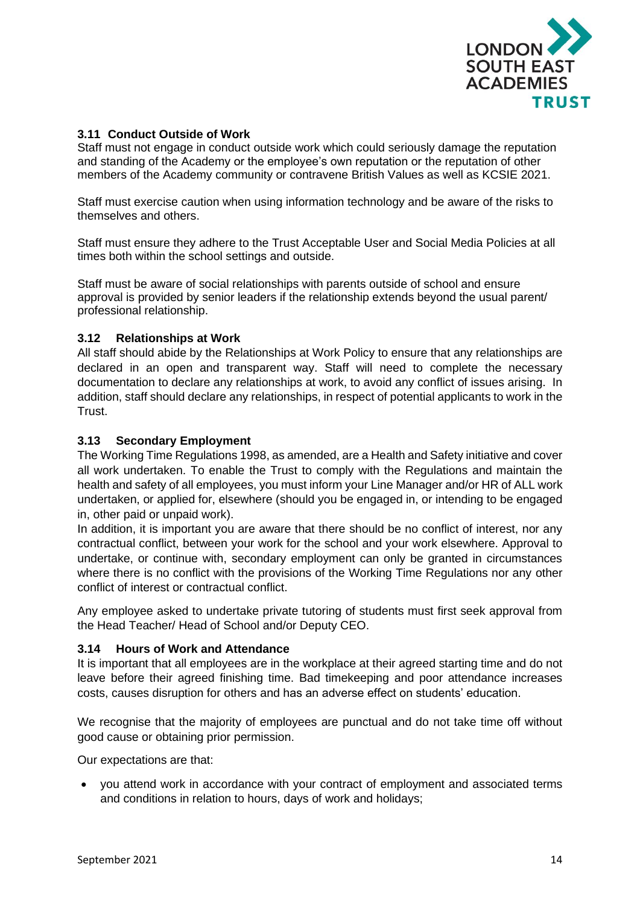### 3.11 Conduct Outside of Work

Staff must not engage in conduct outside work which could seriously damage the reputation and standing of the Academy or the employee's own reputation or the reputation of other members of the Academy community or contravene British Values as well as KCSIE 2021.

Staff must exercise caution when using information technology and be aware of the risks to themselves and others.

Staff must ensure they adhere to the Trust Acceptable User and Social Media Policies at all times both within the school settings and outside.

Staff must be aware of social relationships with parents outside of school and ensure approval is provided by senior leaders if the relationship extends beyond the usual parent/ professional relationship.

### 3.12 Relationships at Work

All staff should abide by the Relationships at Work Policy to ensure that any relationships are declared in an open and transparent way. Staff will need to complete the necessary documentation to declare any relationships at work, to avoid any conflict of issues arising. In addition, staff should declare any relationships, in respect of potential applicants to work in the Trust.

### 3.13 Secondary Employment

The Working Time Regulations 1998, as amended, are a Health and Safety initiative and cover all work undertaken. To enable the Trust to comply with the Regulations and maintain the health and safety of all employees, you must inform your Line Manager and/or HR of ALL work undertaken, or applied for, elsewhere (should you be engaged in, or intending to be engaged in, other paid or unpaid work).

In addition, it is important you are aware that there should be no conflict of interest, nor any contractual conflict, between your work for the school and your work elsewhere. Approval to undertake, or continue with, secondary employment can only be granted in circumstances where there is no conflict with the provisions of the Working Time Regulations nor any other conflict of interest or contractual conflict.

Any employee asked to undertake private tutoring of students must first seek approval from the Head Teacher/ Head of School and/or Deputy CEO.

### 3.14 Hours of Work and Attendance

It is important that all employees are in the workplace at their agreed starting time and do not leave before their agreed finishing time. Bad timekeeping and poor attendance increases costs, causes disruption for others and has an adverse effect on students' education.

We recognise that the majority of employees are punctual and do not take time off without good cause or obtaining prior permission.

Our expectations are that:

- you attend work in accordance with your contract of employment and associated terms and conditions in relation to hours, days of work and holidays;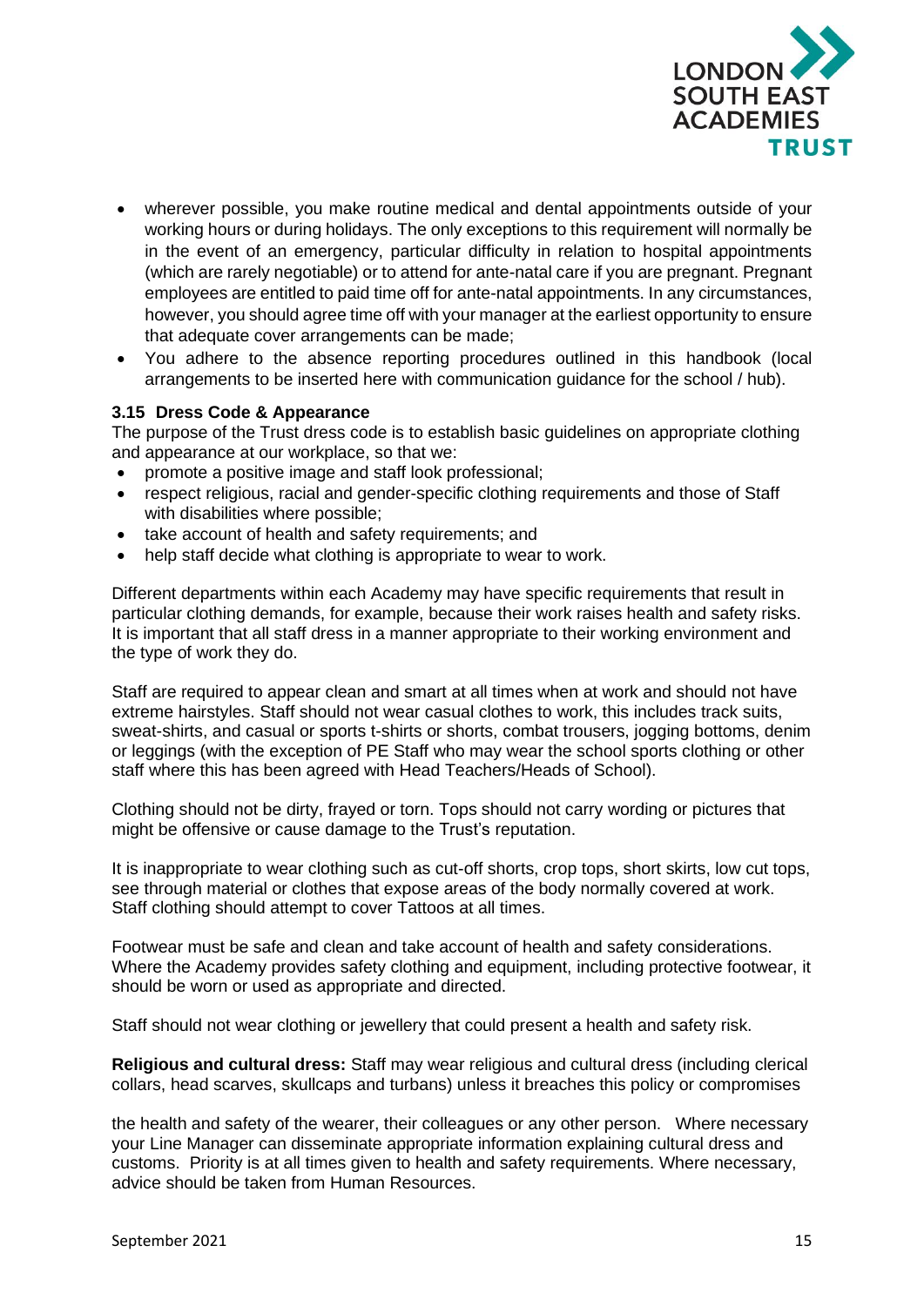- wherever possible, you make routine medical and dental appointments outside of your working hours or during holidays. The only exceptions to this requirement will normally be in the event of an emergency, particular difficulty in relation to hospital appointments (which are rarely negotiable) or to attend for ante-natal care if you are pregnant. Pregnant employees are entitled to paid time off for ante-natal appointments. In any circumstances, however, you should agree time off with your manager at the earliest opportunity to ensure that adequate cover arrangements can be made;
- You adhere to the absence reporting procedures outlined in this handbook (local arrangements to be inserted here with communication guidance for the school / hub).

### 3.15 Dress Code & Appearance

The purpose of the Trust dress code is to establish basic guidelines on appropriate clothing and appearance at our workplace, so that we:

- promote a positive image and staff look professional;
- respect religious, racial and gender-specific clothing requirements and those of Staff with disabilities where possible;
- take account of health and safety requirements; and
- help staff decide what clothing is appropriate to wear to work.

Different departments within each Academy may have specific requirements that result in particular clothing demands, for example, because their work raises health and safety risks. It is important that all staff dress in a manner appropriate to their working environment and the type of work they do.

Staff are required to appear clean and smart at all times when at work and should not have extreme hairstyles. Staff should not wear casual clothes to work, this includes track suits, sweat-shirts, and casual or sports t-shirts or shorts, combat trousers, jogging bottoms, denim or leggings (with the exception of PE Staff who may wear the school sports clothing or other staff where this has been agreed with Head Teachers/Heads of School).

Clothing should not be dirty, frayed or torn. Tops should not carry wording or pictures that might be offensive or cause damage to the Trust's reputation.

It is inappropriate to wear clothing such as cut-off shorts, crop tops, short skirts, low cut tops, see through material or clothes that expose areas of the body normally covered at work. Staff clothing should attempt to cover Tattoos at all times.

Footwear must be safe and clean and take account of health and safety considerations. Where the Academy provides safety clothing and equipment, including protective footwear, it should be worn or used as appropriate and directed.

Staff should not wear clothing or jewellery that could present a health and safety risk.

**Religious and cultural dress:** Staff may wear religious and cultural dress (including clerical collars, head scarves, skullcaps and turbans) unless it breaches this policy or compromises the health and safety of the wearer, their colleagues or any other person. Where necessary your Line Manager can disseminate appropriate information explaining cultural dress and customs. Priority is at all times given to health and safety requirements. Where necessary, advice should be taken from Human Resources.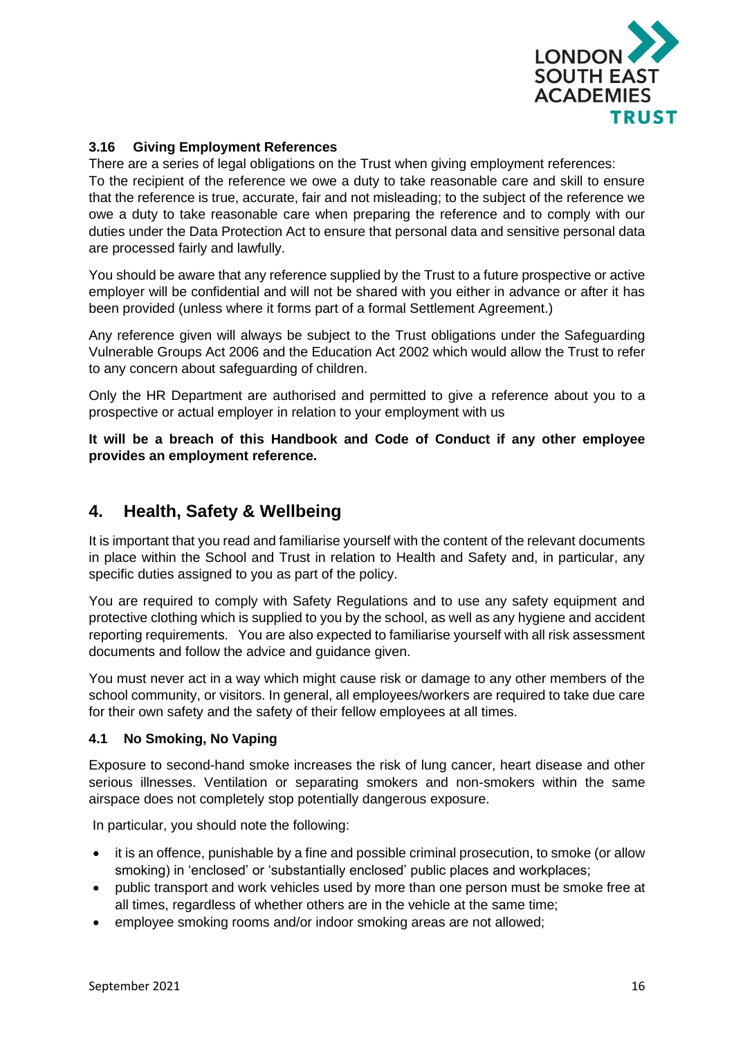### 3.16 Giving Employment References

There are a series of legal obligations on the Trust when giving employment references:
To the recipient of the reference we owe a duty to take reasonable care and skill to ensure that the reference is true, accurate, fair and not misleading; to the subject of the reference we owe a duty to take reasonable care when preparing the reference and to comply with our duties under the Data Protection Act to ensure that personal data and sensitive personal data are processed fairly and lawfully.

You should be aware that any reference supplied by the Trust to a future prospective or active employer will be confidential and will not be shared with you either in advance or after it has been provided (unless where it forms part of a formal Settlement Agreement.)

Any reference given will always be subject to the Trust obligations under the Safeguarding Vulnerable Groups Act 2006 and the Education Act 2002 which would allow the Trust to refer to any concern about safeguarding of children.

Only the HR Department are authorised and permitted to give a reference about you to a prospective or actual employer in relation to your employment with us

**It will be a breach of this Handbook and Code of Conduct if any other employee provides an employment reference.**

## 4. Health, Safety & Wellbeing

It is important that you read and familiarise yourself with the content of the relevant documents in place within the School and Trust in relation to Health and Safety and, in particular, any specific duties assigned to you as part of the policy.

You are required to comply with Safety Regulations and to use any safety equipment and protective clothing which is supplied to you by the school, as well as any hygiene and accident reporting requirements. You are also expected to familiarise yourself with all risk assessment documents and follow the advice and guidance given.

You must never act in a way which might cause risk or damage to any other members of the school community, or visitors. In general, all employees/workers are required to take due care for their own safety and the safety of their fellow employees at all times.

### 4.1 No Smoking, No Vaping

Exposure to second-hand smoke increases the risk of lung cancer, heart disease and other serious illnesses. Ventilation or separating smokers and non-smokers within the same airspace does not completely stop potentially dangerous exposure.

In particular, you should note the following:

- it is an offence, punishable by a fine and possible criminal prosecution, to smoke (or allow smoking) in 'enclosed' or 'substantially enclosed' public places and workplaces;
- public transport and work vehicles used by more than one person must be smoke free at all times, regardless of whether others are in the vehicle at the same time;
- employee smoking rooms and/or indoor smoking areas are not allowed;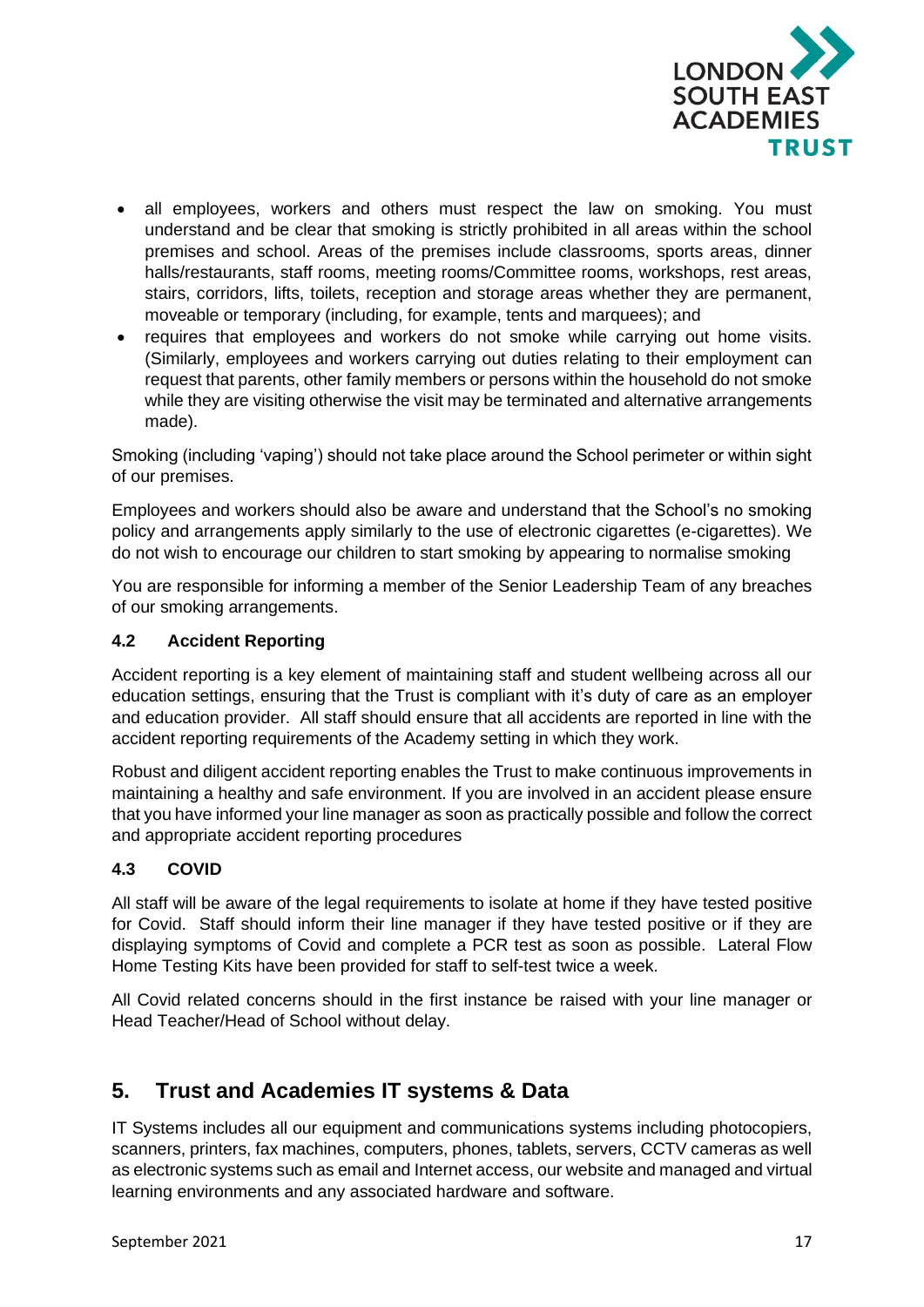- all employees, workers and others must respect the law on smoking. You must understand and be clear that smoking is strictly prohibited in all areas within the school premises and school. Areas of the premises include classrooms, sports areas, dinner halls/restaurants, staff rooms, meeting rooms/Committee rooms, workshops, rest areas, stairs, corridors, lifts, toilets, reception and storage areas whether they are permanent, moveable or temporary (including, for example, tents and marquees); and
- requires that employees and workers do not smoke while carrying out home visits. (Similarly, employees and workers carrying out duties relating to their employment can request that parents, other family members or persons within the household do not smoke while they are visiting otherwise the visit may be terminated and alternative arrangements made).

Smoking (including 'vaping') should not take place around the School perimeter or within sight of our premises.

Employees and workers should also be aware and understand that the School's no smoking policy and arrangements apply similarly to the use of electronic cigarettes (e-cigarettes). We do not wish to encourage our children to start smoking by appearing to normalise smoking

You are responsible for informing a member of the Senior Leadership Team of any breaches of our smoking arrangements.

### 4.2 Accident Reporting

Accident reporting is a key element of maintaining staff and student wellbeing across all our education settings, ensuring that the Trust is compliant with it's duty of care as an employer and education provider. All staff should ensure that all accidents are reported in line with the accident reporting requirements of the Academy setting in which they work.

Robust and diligent accident reporting enables the Trust to make continuous improvements in maintaining a healthy and safe environment. If you are involved in an accident please ensure that you have informed your line manager as soon as practically possible and follow the correct and appropriate accident reporting procedures

### 4.3 COVID

All staff will be aware of the legal requirements to isolate at home if they have tested positive for Covid. Staff should inform their line manager if they have tested positive or if they are displaying symptoms of Covid and complete a PCR test as soon as possible. Lateral Flow Home Testing Kits have been provided for staff to self-test twice a week.

All Covid related concerns should in the first instance be raised with your line manager or Head Teacher/Head of School without delay.

## 5. Trust and Academies IT systems & Data

IT Systems includes all our equipment and communications systems including photocopiers, scanners, printers, fax machines, computers, phones, tablets, servers, CCTV cameras as well as electronic systems such as email and Internet access, our website and managed and virtual learning environments and any associated hardware and software.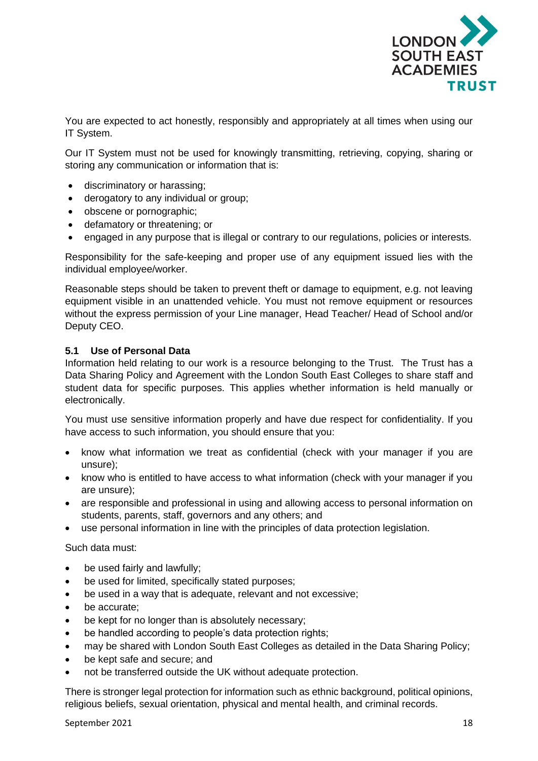You are expected to act honestly, responsibly and appropriately at all times when using our IT System.

Our IT System must not be used for knowingly transmitting, retrieving, copying, sharing or storing any communication or information that is:

- discriminatory or harassing;
- derogatory to any individual or group;
- obscene or pornographic;
- defamatory or threatening; or
- engaged in any purpose that is illegal or contrary to our regulations, policies or interests.

Responsibility for the safe-keeping and proper use of any equipment issued lies with the individual employee/worker.

Reasonable steps should be taken to prevent theft or damage to equipment, e.g. not leaving equipment visible in an unattended vehicle. You must not remove equipment or resources without the express permission of your Line manager, Head Teacher/ Head of School and/or Deputy CEO.

### 5.1 Use of Personal Data

Information held relating to our work is a resource belonging to the Trust. The Trust has a Data Sharing Policy and Agreement with the London South East Colleges to share staff and student data for specific purposes. This applies whether information is held manually or electronically.

You must use sensitive information properly and have due respect for confidentiality. If you have access to such information, you should ensure that you:

- know what information we treat as confidential (check with your manager if you are unsure);
- know who is entitled to have access to what information (check with your manager if you are unsure);
- are responsible and professional in using and allowing access to personal information on students, parents, staff, governors and any others; and
- use personal information in line with the principles of data protection legislation.

Such data must:

- be used fairly and lawfully;
- be used for limited, specifically stated purposes;
- be used in a way that is adequate, relevant and not excessive;
- be accurate;
- be kept for no longer than is absolutely necessary;
- be handled according to people's data protection rights;
- may be shared with London South East Colleges as detailed in the Data Sharing Policy;
- be kept safe and secure; and
- not be transferred outside the UK without adequate protection.

There is stronger legal protection for information such as ethnic background, political opinions, religious beliefs, sexual orientation, physical and mental health, and criminal records.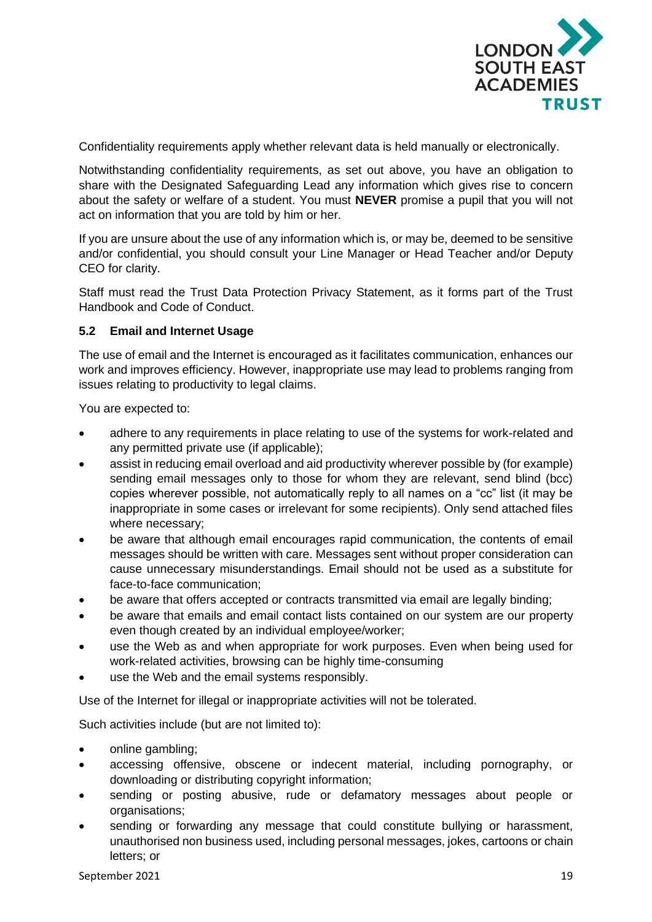Confidentiality requirements apply whether relevant data is held manually or electronically.

Notwithstanding confidentiality requirements, as set out above, you have an obligation to share with the Designated Safeguarding Lead any information which gives rise to concern about the safety or welfare of a student. You must **NEVER** promise a pupil that you will not act on information that you are told by him or her.

If you are unsure about the use of any information which is, or may be, deemed to be sensitive and/or confidential, you should consult your Line Manager or Head Teacher and/or Deputy CEO for clarity.

Staff must read the Trust Data Protection Privacy Statement, as it forms part of the Trust Handbook and Code of Conduct.

### 5.2 Email and Internet Usage

The use of email and the Internet is encouraged as it facilitates communication, enhances our work and improves efficiency. However, inappropriate use may lead to problems ranging from issues relating to productivity to legal claims.

You are expected to:

- adhere to any requirements in place relating to use of the systems for work-related and any permitted private use (if applicable);
- assist in reducing email overload and aid productivity wherever possible by (for example) sending email messages only to those for whom they are relevant, send blind (bcc) copies wherever possible, not automatically reply to all names on a "cc" list (it may be inappropriate in some cases or irrelevant for some recipients). Only send attached files where necessary;
- be aware that although email encourages rapid communication, the contents of email messages should be written with care. Messages sent without proper consideration can cause unnecessary misunderstandings. Email should not be used as a substitute for face-to-face communication;
- be aware that offers accepted or contracts transmitted via email are legally binding;
- be aware that emails and email contact lists contained on our system are our property even though created by an individual employee/worker;
- use the Web as and when appropriate for work purposes. Even when being used for work-related activities, browsing can be highly time-consuming
- use the Web and the email systems responsibly.

Use of the Internet for illegal or inappropriate activities will not be tolerated.

Such activities include (but are not limited to):

- online gambling;
- accessing offensive, obscene or indecent material, including pornography, or downloading or distributing copyright information;
- sending or posting abusive, rude or defamatory messages about people or organisations;
- sending or forwarding any message that could constitute bullying or harassment, unauthorised non business used, including personal messages, jokes, cartoons or chain letters; or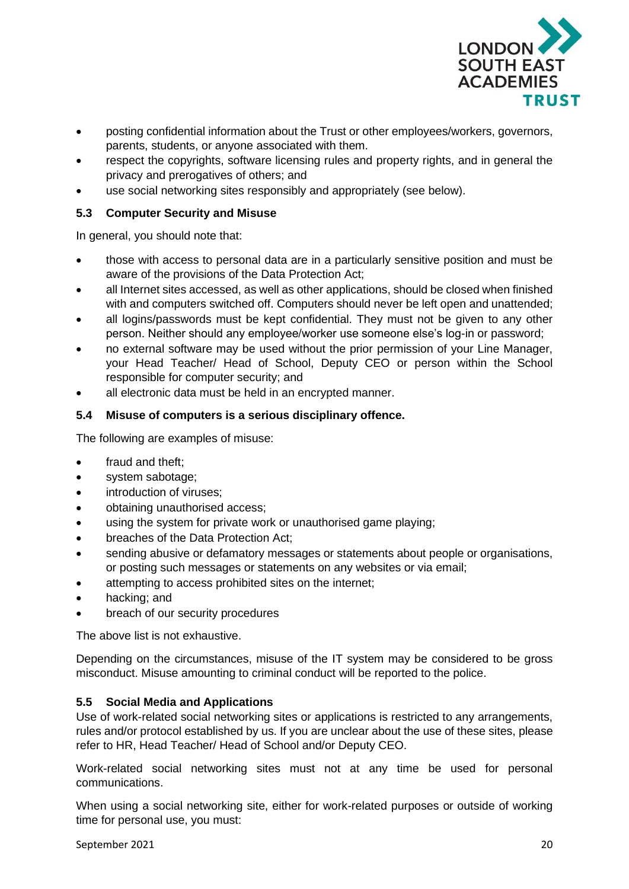- posting confidential information about the Trust or other employees/workers, governors, parents, students, or anyone associated with them.
- respect the copyrights, software licensing rules and property rights, and in general the privacy and prerogatives of others; and
- use social networking sites responsibly and appropriately (see below).

### 5.3 Computer Security and Misuse

In general, you should note that:

- those with access to personal data are in a particularly sensitive position and must be aware of the provisions of the Data Protection Act;
- all Internet sites accessed, as well as other applications, should be closed when finished with and computers switched off. Computers should never be left open and unattended;
- all logins/passwords must be kept confidential. They must not be given to any other person. Neither should any employee/worker use someone else's log-in or password;
- no external software may be used without the prior permission of your Line Manager, your Head Teacher/ Head of School, Deputy CEO or person within the School responsible for computer security; and
- all electronic data must be held in an encrypted manner.

### 5.4 Misuse of computers is a serious disciplinary offence.

The following are examples of misuse:

- fraud and theft;
- system sabotage;
- introduction of viruses;
- obtaining unauthorised access;
- using the system for private work or unauthorised game playing;
- breaches of the Data Protection Act;
- sending abusive or defamatory messages or statements about people or organisations, or posting such messages or statements on any websites or via email;
- attempting to access prohibited sites on the internet;
- hacking; and
- breach of our security procedures

The above list is not exhaustive.

Depending on the circumstances, misuse of the IT system may be considered to be gross misconduct. Misuse amounting to criminal conduct will be reported to the police.

### 5.5 Social Media and Applications

Use of work-related social networking sites or applications is restricted to any arrangements, rules and/or protocol established by us. If you are unclear about the use of these sites, please refer to HR, Head Teacher/ Head of School and/or Deputy CEO.

Work-related social networking sites must not at any time be used for personal communications.

When using a social networking site, either for work-related purposes or outside of working time for personal use, you must: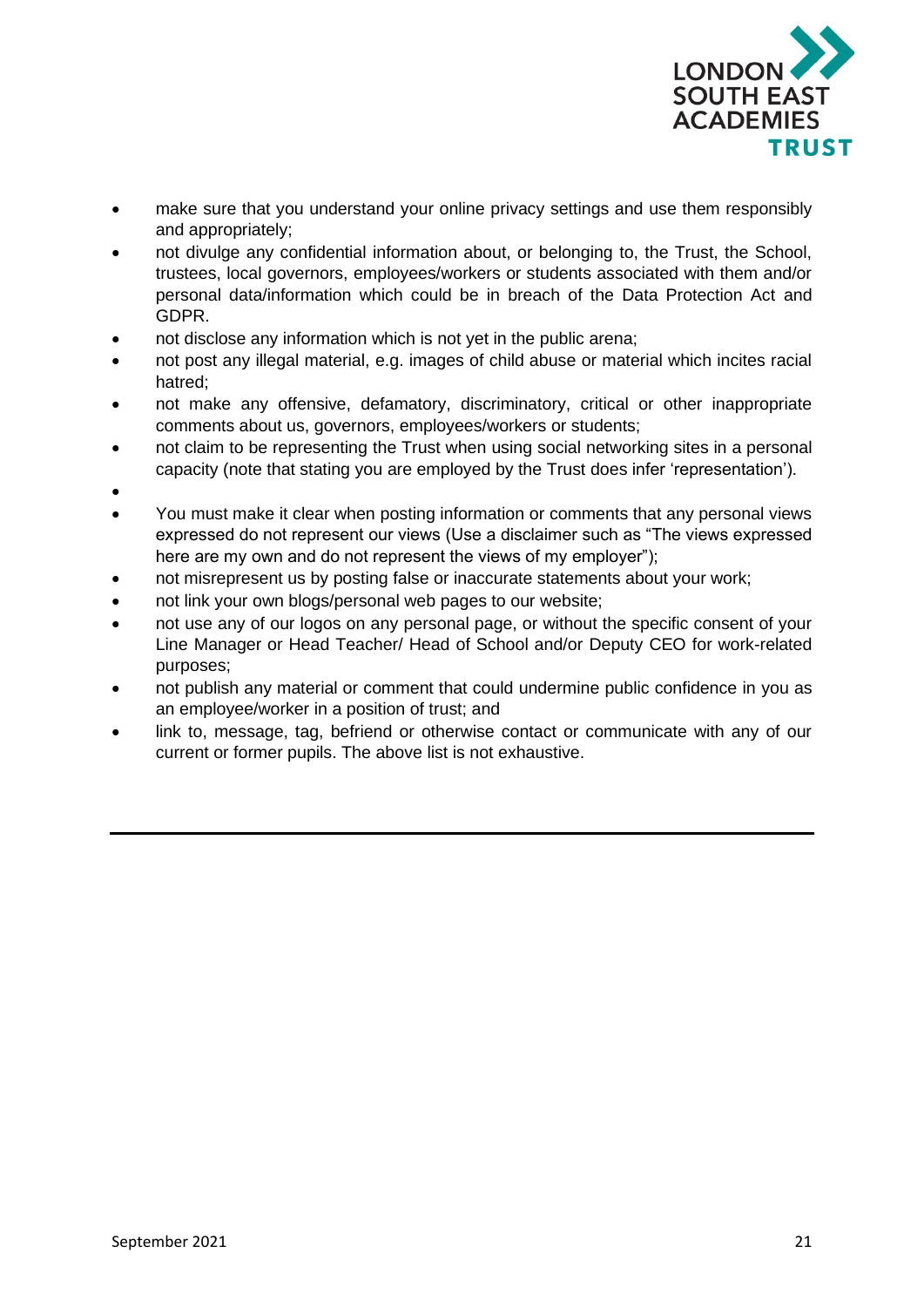- make sure that you understand your online privacy settings and use them responsibly and appropriately;
- not divulge any confidential information about, or belonging to, the Trust, the School, trustees, local governors, employees/workers or students associated with them and/or personal data/information which could be in breach of the Data Protection Act and GDPR.
- not disclose any information which is not yet in the public arena;
- not post any illegal material, e.g. images of child abuse or material which incites racial hatred;
- not make any offensive, defamatory, discriminatory, critical or other inappropriate comments about us, governors, employees/workers or students;
- not claim to be representing the Trust when using social networking sites in a personal capacity (note that stating you are employed by the Trust does infer 'representation').
- 
- You must make it clear when posting information or comments that any personal views expressed do not represent our views (Use a disclaimer such as "The views expressed here are my own and do not represent the views of my employer");
- not misrepresent us by posting false or inaccurate statements about your work;
- not link your own blogs/personal web pages to our website;
- not use any of our logos on any personal page, or without the specific consent of your Line Manager or Head Teacher/ Head of School and/or Deputy CEO for work-related purposes;
- not publish any material or comment that could undermine public confidence in you as an employee/worker in a position of trust; and
- link to, message, tag, befriend or otherwise contact or communicate with any of our current or former pupils. The above list is not exhaustive.

---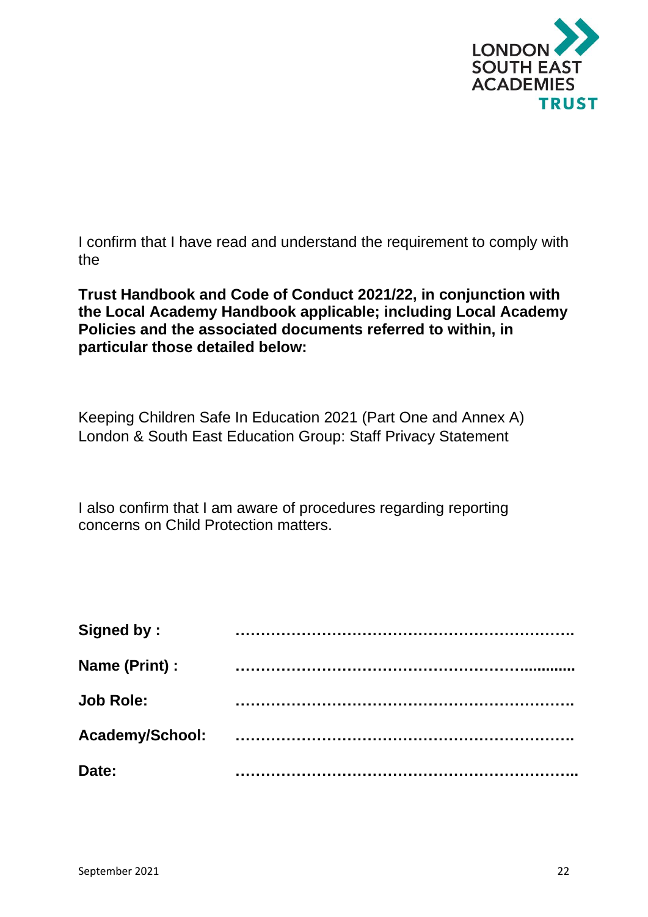I confirm that I have read and understand the requirement to comply with the

**Trust Handbook and Code of Conduct 2021/22, in conjunction with the Local Academy Handbook applicable; including Local Academy Policies and the associated documents referred to within, in particular those detailed below:**

Keeping Children Safe In Education 2021 (Part One and Annex A)
London & South East Education Group: Staff Privacy Statement

I also confirm that I am aware of procedures regarding reporting concerns on Child Protection matters.

**Signed by :** ………………………………………………………….

**Name (Print) :** ………………………………………………….............

**Job Role:** ………………………………………………………….

**Academy/School:** ………………………………………………………….

**Date:** …………………………………………………………..

September 2021